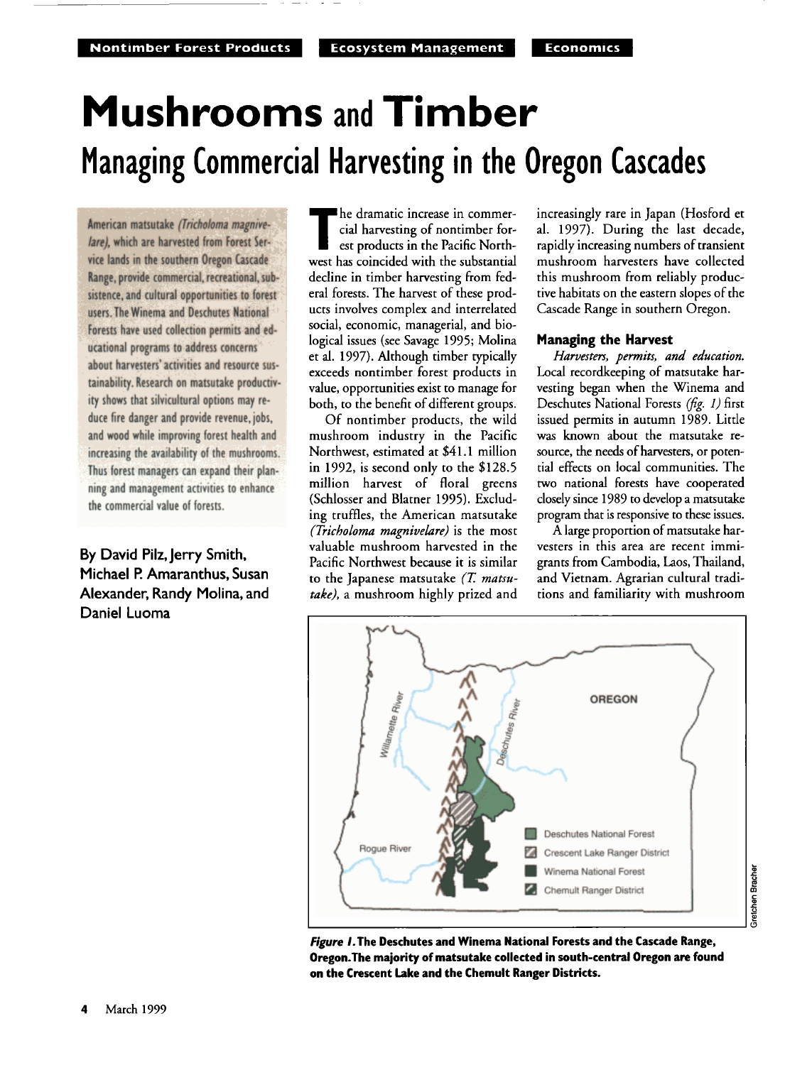Nontimber Forest Products | Ecosystem Management | Economics

# Mushrooms and Timber

## Managing Commercial Harvesting in the Oregon Cascades

American matsutake *(Tricholoma magnivelare)*, which are harvested from Forest Service lands in the southern Oregon Cascade Range, provide commercial, recreational, subsistence, and cultural opportunities to forest users. The Winema and Deschutes National Forests have used collection permits and educational programs to address concerns about harvesters' activities and resource sustainability. Research on matsutake productivity shows that silvicultural options may reduce fire danger and provide revenue, jobs, and wood while improving forest health and increasing the availability of the mushrooms. Thus forest managers can expand their planning and management activities to enhance the commercial value of forests.

**By David Pilz, Jerry Smith, Michael P. Amaranthus, Susan Alexander, Randy Molina, and Daniel Luoma**

The dramatic increase in commercial harvesting of nontimber forest products in the Pacific Northwest has coincided with the substantial decline in timber harvesting from federal forests. The harvest of these products involves complex and interrelated social, economic, managerial, and biological issues (see Savage 1995; Molina et al. 1997). Although timber typically exceeds nontimber forest products in value, opportunities exist to manage for both, to the benefit of different groups.

Of nontimber products, the wild mushroom industry in the Pacific Northwest, estimated at $41.1 million in 1992, is second only to the $128.5 million harvest of floral greens (Schlosser and Blatner 1995). Excluding truffles, the American matsutake *(Tricholoma magnivelare)* is the most valuable mushroom harvested in the Pacific Northwest because it is similar to the Japanese matsutake *(T. matsutake)*, a mushroom highly prized and increasingly rare in Japan (Hosford et al. 1997). During the last decade, rapidly increasing numbers of transient mushroom harvesters have collected this mushroom from reliably productive habitats on the eastern slopes of the Cascade Range in southern Oregon.

### Managing the Harvest

*Harvesters, permits, and education.* Local recordkeeping of matsutake harvesting began when the Winema and Deschutes National Forests *(fig. 1)* first issued permits in autumn 1989. Little was known about the matsutake resource, the needs of harvesters, or potential effects on local communities. The two national forests have cooperated closely since 1989 to develop a matsutake program that is responsive to these issues.

A large proportion of matsutake harvesters in this area are recent immigrants from Cambodia, Laos, Thailand, and Vietnam. Agrarian cultural traditions and familiarity with mushroom

**Figure 1. The Deschutes and Winema National Forests and the Cascade Range, Oregon. The majority of matsutake collected in south-central Oregon are found on the Crescent Lake and the Chemult Ranger Districts.**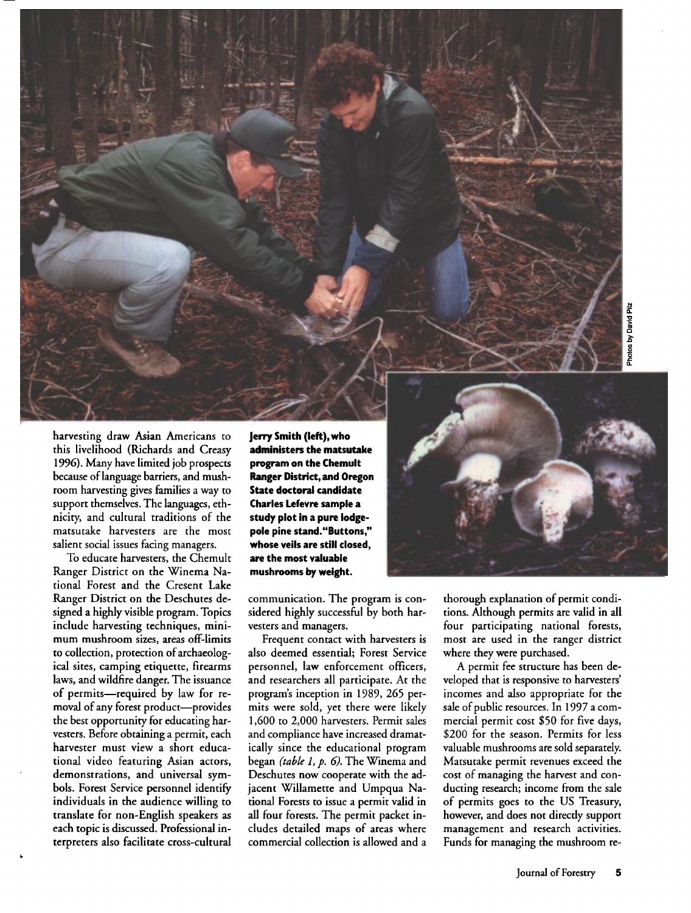harvesting draw Asian Americans to this livelihood (Richards and Creasy 1996). Many have limited job prospects because of language barriers, and mushroom harvesting gives families a way to support themselves. The languages, ethnicity, and cultural traditions of the matsutake harvesters are the most salient social issues facing managers.

To educate harvesters, the Chemult Ranger District on the Winema National Forest and the Cresent Lake Ranger District on the Deschutes designed a highly visible program. Topics include harvesting techniques, minimum mushroom sizes, areas off-limits to collection, protection of archaeological sites, camping etiquette, firearms laws, and wildfire danger. The issuance of permits—required by law for removal of any forest product—provides the best opportunity for educating harvesters. Before obtaining a permit, each harvester must view a short educational video featuring Asian actors, demonstrations, and universal symbols. Forest Service personnel identify individuals in the audience willing to translate for non-English speakers as each topic is discussed. Professional interpreters also facilitate cross-cultural communication. The program is considered highly successful by both harvesters and managers.

**Jerry Smith (left), who administers the matsutake program on the Chemult Ranger District, and Oregon State doctoral candidate Charles Lefevre sample a study plot in a pure lodgepole pine stand. "Buttons," whose veils are still closed, are the most valuable mushrooms by weight.**

Photos by David Pilz

Frequent contact with harvesters is also deemed essential; Forest Service personnel, law enforcement officers, and researchers all participate. At the program's inception in 1989, 265 permits were sold, yet there were likely 1,600 to 2,000 harvesters. Permit sales and compliance have increased dramatically since the educational program began *(table 1, p. 6)*. The Winema and Deschutes now cooperate with the adjacent Willamette and Umpqua National Forests to issue a permit valid in all four forests. The permit packet includes detailed maps of areas where commercial collection is allowed and a thorough explanation of permit conditions. Although permits are valid in all four participating national forests, most are used in the ranger district where they were purchased.

A permit fee structure has been developed that is responsive to harvesters' incomes and also appropriate for the sale of public resources. In 1997 a commercial permit cost $50 for five days, $200 for the season. Permits for less valuable mushrooms are sold separately. Matsutake permit revenues exceed the cost of managing the harvest and conducting research; income from the sale of permits goes to the US Treasury, however, and does not directly support management and research activities. Funds for managing the mushroom re-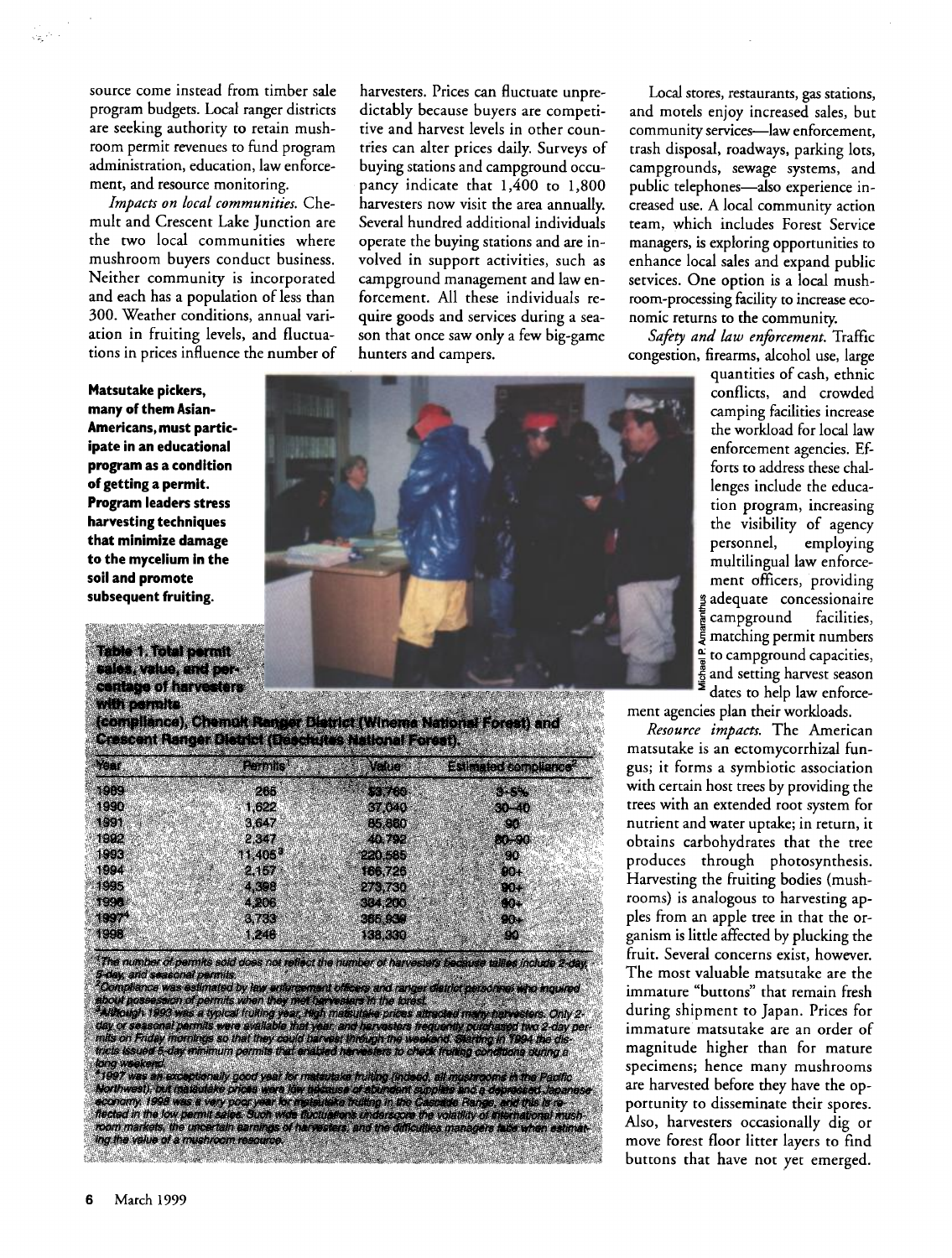source come instead from timber sale program budgets. Local ranger districts are seeking authority to retain mushroom permit revenues to fund program administration, education, law enforcement, and resource monitoring.

*Impacts on local communities.* Chemult and Crescent Lake Junction are the two local communities where mushroom buyers conduct business. Neither community is incorporated and each has a population of less than 300. Weather conditions, annual variation in fruiting levels, and fluctuations in prices influence the number of harvesters. Prices can fluctuate unpredictably because buyers are competitive and harvest levels in other countries can alter prices daily. Surveys of buying stations and campground occupancy indicate that 1,400 to 1,800 harvesters now visit the area annually. Several hundred additional individuals operate the buying stations and are involved in support activities, such as campground management and law enforcement. All these individuals require goods and services during a season that once saw only a few big-game hunters and campers.

Local stores, restaurants, gas stations, and motels enjoy increased sales, but community services—law enforcement, trash disposal, roadways, parking lots, campgrounds, sewage systems, and public telephones—also experience increased use. A local community action team, which includes Forest Service managers, is exploring opportunities to enhance local sales and expand public services. One option is a local mushroom-processing facility to increase economic returns to the community.

*Safety and law enforcement.* Traffic congestion, firearms, alcohol use, large quantities of cash, ethnic conflicts, and crowded camping facilities increase the workload for local law enforcement agencies. Efforts to address these challenges include the education program, increasing the visibility of agency personnel, employing multilingual law enforcement officers, providing adequate concessionaire campground facilities, matching permit numbers to campground capacities, and setting harvest season dates to help law enforcement agencies plan their workloads.

**Matsutake pickers, many of them Asian-Americans, must participate in an educational program as a condition of getting a permit. Program leaders stress harvesting techniques that minimize damage to the mycelium in the soil and promote subsequent fruiting.**

Michael P. Amaranthus

**Table 1. Total permit sales, value, and percentage of harvesters with permits (compliance), Chemult Ranger District (Winema National Forest) and Crescent Ranger District (Deschutes National Forest).**

| Year | Permits[1] | Value | Estimated compliance[2] |
|---|---|---|---|
| 1989 | 265 | $3,760 | 3–5% |
| 1990 | 1,622 | 37,040 | 30–40 |
| 1991 | 3,647 | 85,860 | 90 |
| 1992 | 2,347 | 40,792 | 80–90 |
| 1993 | 11,405[3] | 220,585 | 90 |
| 1994 | 2,157 | 166,725 | 90+ |
| 1995 | 4,398 | 273,730 | 90+ |
| 1996 | 4,206 | 334,200 | 90+ |
| 1997[4] | 3,733 | 365,838 | 90+ |
| 1998 | 1,246 | 138,330 | 90 |

[1] The number of permits sold does not reflect the number of harvesters because tallies include 2-day, 5-day, and seasonal permits.
[2] Compliance was estimated by law enforcement officers and ranger district personnel who inquired about possession of permits when they met harvesters in the forest.
[3] Although 1993 was a typical fruiting year, high matsutake prices attracted many harvesters. Only 2-day or seasonal permits were available that year, and harvesters frequently purchased two 2-day permits on Friday mornings so that they could harvest through the weekend. Starting in 1994 the districts issued 5-day minimum permits that enabled harvesters to check fruiting conditions during a long weekend.
[4] 1997 was an exceptionally good year for matsutake fruiting (indeed, all mushrooms in the Pacific Northwest), but matsutake prices were low because of abundant supplies and a depressed Japanese economy. 1998 was a very poor year for matsutake fruiting in the Cascade Range, and this is reflected in the low permit sales. Such wide fluctuations underscore the volatility of international mushroom markets, the uncertain earnings of harvesters, and the difficulties managers face when estimating the value of a mushroom resource.

*Resource impacts.* The American matsutake is an ectomycorrhizal fungus; it forms a symbiotic association with certain host trees by providing the trees with an extended root system for nutrient and water uptake; in return, it obtains carbohydrates that the tree produces through photosynthesis. Harvesting the fruiting bodies (mushrooms) is analogous to harvesting apples from an apple tree in that the organism is little affected by plucking the fruit. Several concerns exist, however. The most valuable matsutake are the immature "buttons" that remain fresh during shipment to Japan. Prices for immature matsutake are an order of magnitude higher than for mature specimens; hence many mushrooms are harvested before they have the opportunity to disseminate their spores. Also, harvesters occasionally dig or move forest floor litter layers to find buttons that have not yet emerged.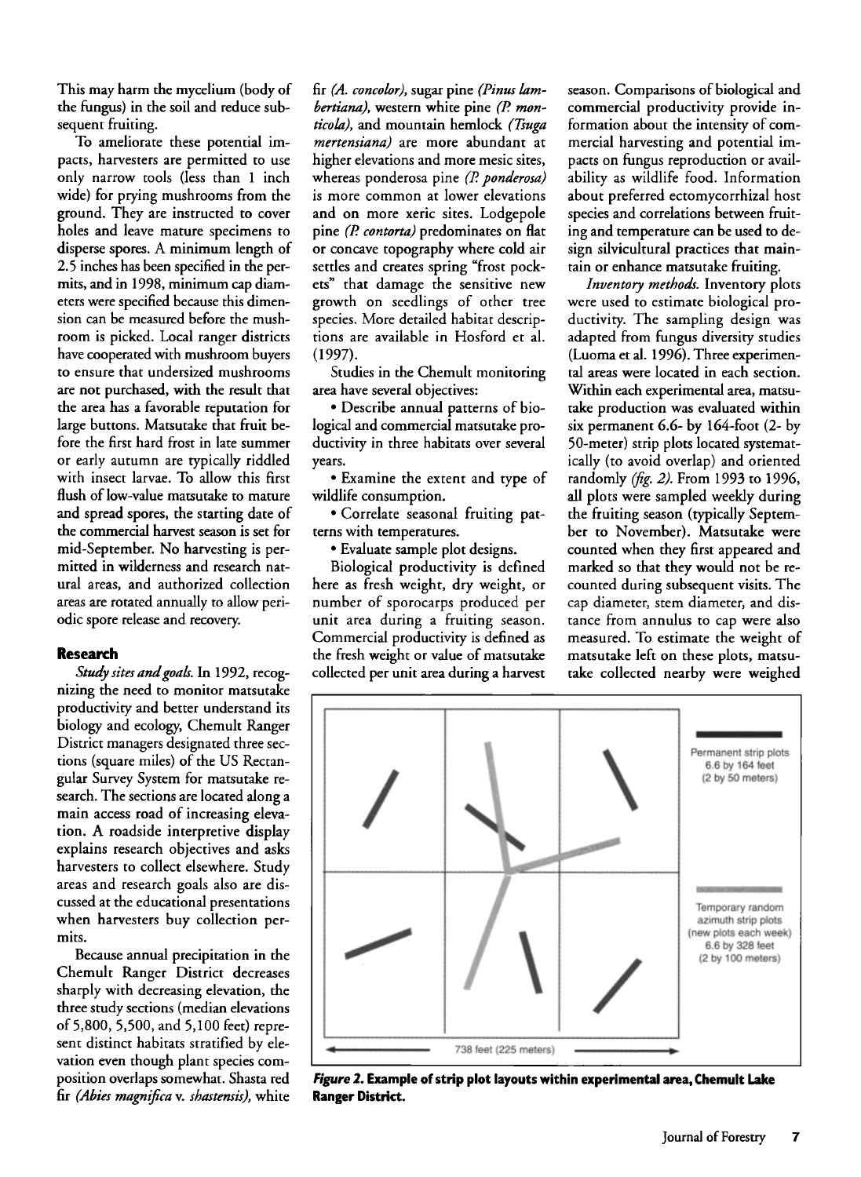This may harm the mycelium (body of the fungus) in the soil and reduce subsequent fruiting.

To ameliorate these potential impacts, harvesters are permitted to use only narrow tools (less than 1 inch wide) for prying mushrooms from the ground. They are instructed to cover holes and leave mature specimens to disperse spores. A minimum length of 2.5 inches has been specified in the permits, and in 1998, minimum cap diameters were specified because this dimension can be measured before the mushroom is picked. Local ranger districts have cooperated with mushroom buyers to ensure that undersized mushrooms are not purchased, with the result that the area has a favorable reputation for large buttons. Matsutake that fruit before the first hard frost in late summer or early autumn are typically riddled with insect larvae. To allow this first flush of low-value matsutake to mature and spread spores, the starting date of the commercial harvest season is set for mid-September. No harvesting is permitted in wilderness and research natural areas, and authorized collection areas are rotated annually to allow periodic spore release and recovery.

## Research

*Study sites and goals.* In 1992, recognizing the need to monitor matsutake productivity and better understand its biology and ecology, Chemult Ranger District managers designated three sections (square miles) of the US Rectangular Survey System for matsutake research. The sections are located along a main access road of increasing elevation. A roadside interpretive display explains research objectives and asks harvesters to collect elsewhere. Study areas and research goals also are discussed at the educational presentations when harvesters buy collection permits.

Because annual precipitation in the Chemult Ranger District decreases sharply with decreasing elevation, the three study sections (median elevations of 5,800, 5,500, and 5,100 feet) represent distinct habitats stratified by elevation even though plant species composition overlaps somewhat. Shasta red fir *(Abies magnifica* v. *shastensis),* white fir *(A. concolor),* sugar pine *(Pinus lambertiana),* western white pine *(P. monticola),* and mountain hemlock *(Tsuga mertensiana)* are more abundant at higher elevations and more mesic sites, whereas ponderosa pine *(P. ponderosa)* is more common at lower elevations and on more xeric sites. Lodgepole pine *(P. contorta)* predominates on flat or concave topography where cold air settles and creates spring "frost pockets" that damage the sensitive new growth on seedlings of other tree species. More detailed habitat descriptions are available in Hosford et al. (1997).

Studies in the Chemult monitoring area have several objectives:

- Describe annual patterns of biological and commercial matsutake productivity in three habitats over several years.
- Examine the extent and type of wildlife consumption.
- Correlate seasonal fruiting patterns with temperatures.
- Evaluate sample plot designs.

Biological productivity is defined here as fresh weight, dry weight, or number of sporocarps produced per unit area during a fruiting season. Commercial productivity is defined as the fresh weight or value of matsutake collected per unit area during a harvest season. Comparisons of biological and commercial productivity provide information about the intensity of commercial harvesting and potential impacts on fungus reproduction or availability as wildlife food. Information about preferred ectomycorrhizal host species and correlations between fruiting and temperature can be used to design silvicultural practices that maintain or enhance matsutake fruiting.

*Inventory methods.* Inventory plots were used to estimate biological productivity. The sampling design was adapted from fungus diversity studies (Luoma et al. 1996). Three experimental areas were located in each section. Within each experimental area, matsutake production was evaluated within six permanent 6.6- by 164-foot (2- by 50-meter) strip plots located systematically (to avoid overlap) and oriented randomly *(fig. 2).* From 1993 to 1996, all plots were sampled weekly during the fruiting season (typically September to November). Matsutake were counted when they first appeared and marked so that they would not be recounted during subsequent visits. The cap diameter, stem diameter, and distance from annulus to cap were also measured. To estimate the weight of matsutake left on these plots, matsutake collected nearby were weighed

Permanent strip plots 6.6 by 164 feet (2 by 50 meters)

Temporary random azimuth strip plots (new plots each week) 6.6 by 328 feet (2 by 100 meters)

738 feet (225 meters)

***Figure 2.* Example of strip plot layouts within experimental area, Chemult Lake Ranger District.**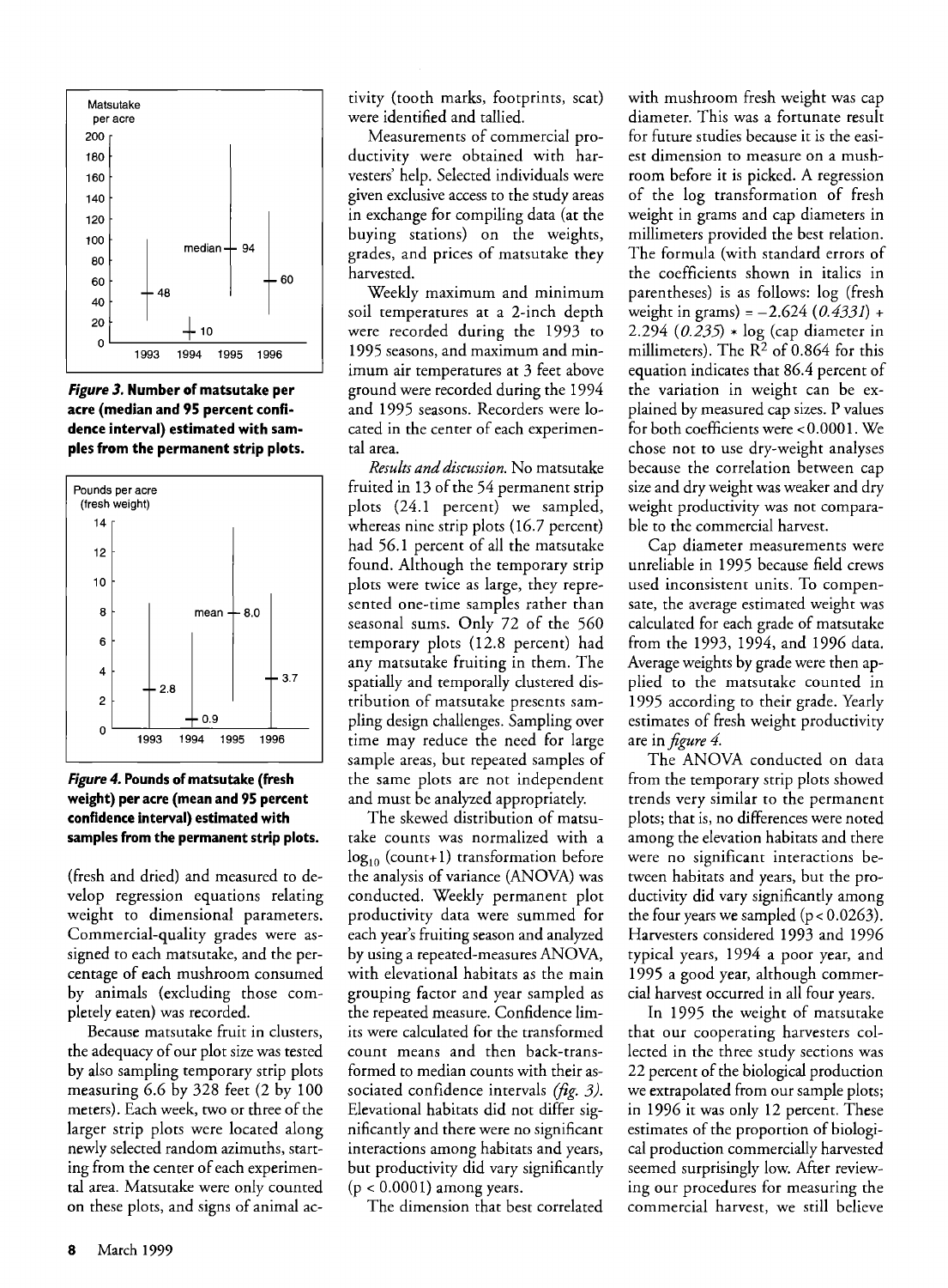**Figure 3. Number of matsutake per acre (median and 95 percent confidence interval) estimated with samples from the permanent strip plots.**

**Figure 4. Pounds of matsutake (fresh weight) per acre (mean and 95 percent confidence interval) estimated with samples from the permanent strip plots.**

(fresh and dried) and measured to develop regression equations relating weight to dimensional parameters. Commercial-quality grades were assigned to each matsutake, and the percentage of each mushroom consumed by animals (excluding those completely eaten) was recorded.

Because matsutake fruit in clusters, the adequacy of our plot size was tested by also sampling temporary strip plots measuring 6.6 by 328 feet (2 by 100 meters). Each week, two or three of the larger strip plots were located along newly selected random azimuths, starting from the center of each experimental area. Matsutake were only counted on these plots, and signs of animal activity (tooth marks, footprints, scat) were identified and tallied.

Measurements of commercial productivity were obtained with harvesters' help. Selected individuals were given exclusive access to the study areas in exchange for compiling data (at the buying stations) on the weights, grades, and prices of matsutake they harvested.

Weekly maximum and minimum soil temperatures at a 2-inch depth were recorded during the 1993 to 1995 seasons, and maximum and minimum air temperatures at 3 feet above ground were recorded during the 1994 and 1995 seasons. Recorders were located in the center of each experimental area.

*Results and discussion.* No matsutake fruited in 13 of the 54 permanent strip plots (24.1 percent) we sampled, whereas nine strip plots (16.7 percent) had 56.1 percent of all the matsutake found. Although the temporary strip plots were twice as large, they represented one-time samples rather than seasonal sums. Only 72 of the 560 temporary plots (12.8 percent) had any matsutake fruiting in them. The spatially and temporally clustered distribution of matsutake presents sampling design challenges. Sampling over time may reduce the need for large sample areas, but repeated samples of the same plots are not independent and must be analyzed appropriately.

The skewed distribution of matsutake counts was normalized with a $\log_{10}$ (count+1) transformation before the analysis of variance (ANOVA) was conducted. Weekly permanent plot productivity data were summed for each year's fruiting season and analyzed by using a repeated-measures ANOVA, with elevational habitats as the main grouping factor and year sampled as the repeated measure. Confidence limits were calculated for the transformed count means and then back-transformed to median counts with their associated confidence intervals *(fig. 3)*. Elevational habitats did not differ significantly and there were no significant interactions among habitats and years, but productivity did vary significantly ($p < 0.0001$) among years.

The dimension that best correlated with mushroom fresh weight was cap diameter. This was a fortunate result for future studies because it is the easiest dimension to measure on a mushroom before it is picked. A regression of the log transformation of fresh weight in grams and cap diameters in millimeters provided the best relation. The formula (with standard errors of the coefficients shown in italics in parentheses) is as follows: log (fresh weight in grams) = −2.624 (*0.4331*) + 2.294 (*0.235*) * log (cap diameter in millimeters). The $R^2$ of 0.864 for this equation indicates that 86.4 percent of the variation in weight can be explained by measured cap sizes. P values for both coefficients were <0.0001. We chose not to use dry-weight analyses because the correlation between cap size and dry weight was weaker and dry weight productivity was not comparable to the commercial harvest.

Cap diameter measurements were unreliable in 1995 because field crews used inconsistent units. To compensate, the average estimated weight was calculated for each grade of matsutake from the 1993, 1994, and 1996 data. Average weights by grade were then applied to the matsutake counted in 1995 according to their grade. Yearly estimates of fresh weight productivity are in *figure 4*.

The ANOVA conducted on data from the temporary strip plots showed trends very similar to the permanent plots; that is, no differences were noted among the elevation habitats and there were no significant interactions between habitats and years, but the productivity did vary significantly among the four years we sampled ($p < 0.0263$). Harvesters considered 1993 and 1996 typical years, 1994 a poor year, and 1995 a good year, although commercial harvest occurred in all four years.

In 1995 the weight of matsutake that our cooperating harvesters collected in the three study sections was 22 percent of the biological production we extrapolated from our sample plots; in 1996 it was only 12 percent. These estimates of the proportion of biological production commercially harvested seemed surprisingly low. After reviewing our procedures for measuring the commercial harvest, we still believe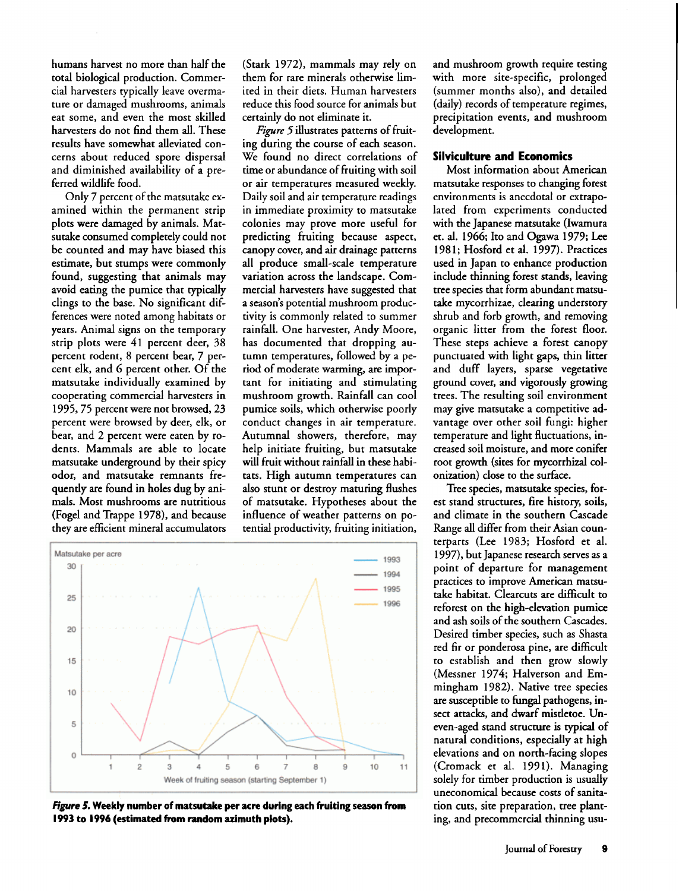humans harvest no more than half the total biological production. Commercial harvesters typically leave overmature or damaged mushrooms, animals eat some, and even the most skilled harvesters do not find them all. These results have somewhat alleviated concerns about reduced spore dispersal and diminished availability of a preferred wildlife food.

Only 7 percent of the matsutake examined within the permanent strip plots were damaged by animals. Matsutake consumed completely could not be counted and may have biased this estimate, but stumps were commonly found, suggesting that animals may avoid eating the pumice that typically clings to the base. No significant differences were noted among habitats or years. Animal signs on the temporary strip plots were 41 percent deer, 38 percent rodent, 8 percent bear, 7 percent elk, and 6 percent other. Of the matsutake individually examined by cooperating commercial harvesters in 1995, 75 percent were not browsed, 23 percent were browsed by deer, elk, or bear, and 2 percent were eaten by rodents. Mammals are able to locate matsutake underground by their spicy odor, and matsutake remnants frequently are found in holes dug by animals. Most mushrooms are nutritious (Fogel and Trappe 1978), and because they are efficient mineral accumulators (Stark 1972), mammals may rely on them for rare minerals otherwise limited in their diets. Human harvesters reduce this food source for animals but certainly do not eliminate it.

*Figure 5* illustrates patterns of fruiting during the course of each season. We found no direct correlations of time or abundance of fruiting with soil or air temperatures measured weekly. Daily soil and air temperature readings in immediate proximity to matsutake colonies may prove more useful for predicting fruiting because aspect, canopy cover, and air drainage patterns all produce small-scale temperature variation across the landscape. Commercial harvesters have suggested that a season's potential mushroom productivity is commonly related to summer rainfall. One harvester, Andy Moore, has documented that dropping autumn temperatures, followed by a period of moderate warming, are important for initiating and stimulating mushroom growth. Rainfall can cool pumice soils, which otherwise poorly conduct changes in air temperature. Autumnal showers, therefore, may help initiate fruiting, but matsutake will fruit without rainfall in these habitats. High autumn temperatures can also stunt or destroy maturing flushes of matsutake. Hypotheses about the influence of weather patterns on potential productivity, fruiting initiation, and mushroom growth require testing with more site-specific, prolonged (summer months also), and detailed (daily) records of temperature regimes, precipitation events, and mushroom development.

**Figure 5. Weekly number of matsutake per acre during each fruiting season from 1993 to 1996 (estimated from random azimuth plots).**

## Silviculture and Economics

Most information about American matsutake responses to changing forest environments is anecdotal or extrapolated from experiments conducted with the Japanese matsutake (Iwamura et. al. 1966; Ito and Ogawa 1979; Lee 1981; Hosford et al. 1997). Practices used in Japan to enhance production include thinning forest stands, leaving tree species that form abundant matsutake mycorrhizae, clearing understory shrub and forb growth, and removing organic litter from the forest floor. These steps achieve a forest canopy punctuated with light gaps, thin litter and duff layers, sparse vegetative ground cover, and vigorously growing trees. The resulting soil environment may give matsutake a competitive advantage over other soil fungi: higher temperature and light fluctuations, increased soil moisture, and more conifer root growth (sites for mycorrhizal colonization) close to the surface.

Tree species, matsutake species, forest stand structures, fire history, soils, and climate in the southern Cascade Range all differ from their Asian counterparts (Lee 1983; Hosford et al. 1997), but Japanese research serves as a point of departure for management practices to improve American matsutake habitat. Clearcuts are difficult to reforest on the high-elevation pumice and ash soils of the southern Cascades. Desired timber species, such as Shasta red fir or ponderosa pine, are difficult to establish and then grow slowly (Messner 1974; Halverson and Emmingham 1982). Native tree species are susceptible to fungal pathogens, insect attacks, and dwarf mistletoe. Uneven-aged stand structure is typical of natural conditions, especially at high elevations and on north-facing slopes (Cromack et al. 1991). Managing solely for timber production is usually uneconomical because costs of sanitation cuts, site preparation, tree planting, and precommercial thinning usu-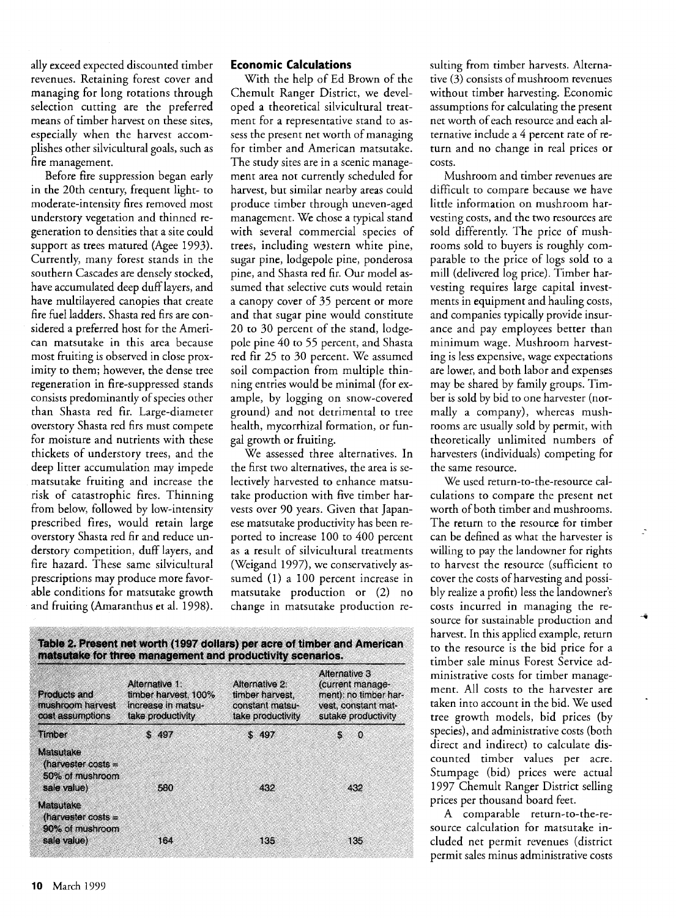ally exceed expected discounted timber revenues. Retaining forest cover and managing for long rotations through selection cutting are the preferred means of timber harvest on these sites, especially when the harvest accomplishes other silvicultural goals, such as fire management.

Before fire suppression began early in the 20th century, frequent light- to moderate-intensity fires removed most understory vegetation and thinned regeneration to densities that a site could support as trees matured (Agee 1993). Currently, many forest stands in the southern Cascades are densely stocked, have accumulated deep duff layers, and have multilayered canopies that create fire fuel ladders. Shasta red firs are considered a preferred host for the American matsutake in this area because most fruiting is observed in close proximity to them; however, the dense tree regeneration in fire-suppressed stands consists predominantly of species other than Shasta red fir. Large-diameter overstory Shasta red firs must compete for moisture and nutrients with these thickets of understory trees, and the deep litter accumulation may impede matsutake fruiting and increase the risk of catastrophic fires. Thinning from below, followed by low-intensity prescribed fires, would retain large overstory Shasta red fir and reduce understory competition, duff layers, and fire hazard. These same silvicultural prescriptions may produce more favorable conditions for matsutake growth and fruiting (Amaranthus et al. 1998).

## Economic Calculations

With the help of Ed Brown of the Chemult Ranger District, we developed a theoretical silvicultural treatment for a representative stand to assess the present net worth of managing for timber and American matsutake. The study sites are in a scenic management area not currently scheduled for harvest, but similar nearby areas could produce timber through uneven-aged management. We chose a typical stand with several commercial species of trees, including western white pine, sugar pine, lodgepole pine, ponderosa pine, and Shasta red fir. Our model assumed that selective cuts would retain a canopy cover of 35 percent or more and that sugar pine would constitute 20 to 30 percent of the stand, lodgepole pine 40 to 55 percent, and Shasta red fir 25 to 30 percent. We assumed soil compaction from multiple thinning entries would be minimal (for example, by logging on snow-covered ground) and not detrimental to tree health, mycorrhizal formation, or fungal growth or fruiting.

We assessed three alternatives. In the first two alternatives, the area is selectively harvested to enhance matsutake production with five timber harvests over 90 years. Given that Japanese matsutake productivity has been reported to increase 100 to 400 percent as a result of silvicultural treatments (Weigand 1997), we conservatively assumed (1) a 100 percent increase in matsutake production or (2) no change in matsutake production resulting from timber harvests. Alternative (3) consists of mushroom revenues without timber harvesting. Economic assumptions for calculating the present net worth of each resource and each alternative include a 4 percent rate of return and no change in real prices or costs.

Mushroom and timber revenues are difficult to compare because we have little information on mushroom harvesting costs, and the two resources are sold differently. The price of mushrooms sold to buyers is roughly comparable to the price of logs sold to a mill (delivered log price). Timber harvesting requires large capital investments in equipment and hauling costs, and companies typically provide insurance and pay employees better than minimum wage. Mushroom harvesting is less expensive, wage expectations are lower, and both labor and expenses may be shared by family groups. Timber is sold by bid to one harvester (normally a company), whereas mushrooms are usually sold by permit, with theoretically unlimited numbers of harvesters (individuals) competing for the same resource.

We used return-to-the-resource calculations to compare the present net worth of both timber and mushrooms. The return to the resource for timber can be defined as what the harvester is willing to pay the landowner for rights to harvest the resource (sufficient to cover the costs of harvesting and possibly realize a profit) less the landowner's costs incurred in managing the resource for sustainable production and harvest. In this applied example, return to the resource is the bid price for a timber sale minus Forest Service administrative costs for timber management. All costs to the harvester are taken into account in the bid. We used tree growth models, bid prices (by species), and administrative costs (both direct and indirect) to calculate discounted timber values per acre. Stumpage (bid) prices were actual 1997 Chemult Ranger District selling prices per thousand board feet.

A comparable return-to-the-resource calculation for matsutake included net permit revenues (district permit sales minus administrative costs

**Table 2. Present net worth (1997 dollars) per acre of timber and American matsutake for three management and productivity scenarios.**

| Products and mushroom harvest cost assumptions | Alternative 1: timber harvest, 100% increase in matsutake productivity | Alternative 2: timber harvest, constant matsutake productivity | Alternative 3 (current management): no timber harvest, constant matsutake productivity |
|---|---|---|---|
| Timber | $ 497 | $ 497 | $ 0 |
| Matsutake (harvester costs = 50% of mushroom sale value) | 580 | 432 | 432 |
| Matsutake (harvester costs = 90% of mushroom sale value) | 164 | 135 | 135 |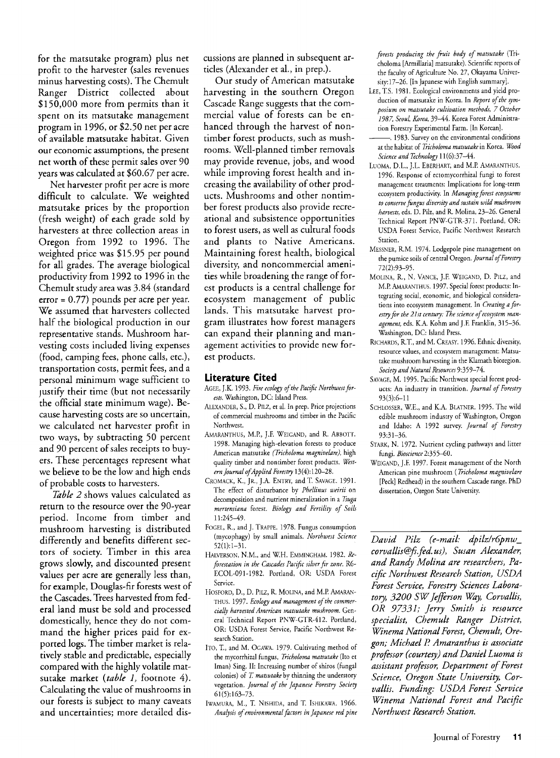for the matsutake program) plus net profit to the harvester (sales revenues minus harvesting costs). The Chemult Ranger District collected about $150,000 more from permits than it spent on its matsutake management program in 1996, or $2.50 net per acre of available matsutake habitat. Given our economic assumptions, the present net worth of these permit sales over 90 years was calculated at $60.67 per acre.

Net harvester profit per acre is more difficult to calculate. We weighted matsutake prices by the proportion (fresh weight) of each grade sold by harvesters at three collection areas in Oregon from 1992 to 1996. The weighted price was $15.95 per pound for all grades. The average biological productivity from 1992 to 1996 in the Chemult study area was 3.84 (standard error = 0.77) pounds per acre per year. We assumed that harvesters collected half the biological production in our representative stands. Mushroom harvesting costs included living expenses (food, camping fees, phone calls, etc.), transportation costs, permit fees, and a personal minimum wage sufficient to justify their time (but not necessarily the official state minimum wage). Because harvesting costs are so uncertain, we calculated net harvester profit in two ways, by subtracting 50 percent and 90 percent of sales receipts to buyers. These percentages represent what we believe to be the low and high ends of probable costs to harvesters.

*Table 2* shows values calculated as return to the resource over the 90-year period. Income from timber and mushroom harvesting is distributed differently and benefits different sectors of society. Timber in this area grows slowly, and discounted present values per acre are generally less than, for example, Douglas-fir forests west of the Cascades. Trees harvested from federal land must be sold and processed domestically, hence they do not command the higher prices paid for exported logs. The timber market is relatively stable and predictable, especially compared with the highly volatile matsutake market (*table 1*, footnote 4). Calculating the value of mushrooms in our forests is subject to many caveats and uncertainties; more detailed discussions are planned in subsequent articles (Alexander et al., in prep.).

Our study of American matsutake harvesting in the southern Oregon Cascade Range suggests that the commercial value of forests can be enhanced through the harvest of nontimber forest products, such as mushrooms. Well-planned timber removals may provide revenue, jobs, and wood while improving forest health and increasing the availability of other products. Mushrooms and other nontimber forest products also provide recreational and subsistence opportunities to forest users, as well as cultural foods and plants to Native Americans. Maintaining forest health, biological diversity, and noncommercial amenities while broadening the range of forest products is a central challenge for ecosystem management of public lands. This matsutake harvest program illustrates how forest managers can expand their planning and management activities to provide new forest products.

## Literature Cited

AGEE, J.K. 1993. *Fire ecology of the Pacific Northwest forests.* Washington, DC: Island Press.

ALEXANDER, S., D. PILZ, et al. In prep. Price projections of commercial mushrooms and timber in the Pacific Northwest.

AMARANTHUS, M.P., J.F. WEIGAND, and R. ABBOTT. 1998. Managing high-elevation forests to produce American matsutake *(Tricholoma magnivelare)*, high quality timber and nontimber forest products. *Western Journal of Applied Forestry* 13(4):120–28.

CROMACK, K., JR., J.A. ENTRY, and T. SAVAGE. 1991. The effect of disturbance by *Phellinus weirii* on decomposition and nutrient mineralization in a *Tsuga mertensiana* forest. *Biology and Fertility of Soils* 11:245–49.

FOGEL, R., and J. TRAPPE. 1978. Fungus consumption (mycophagy) by small animals. *Northwest Science* 52(1):1–31.

HALVERSON, N.M., and W.H. EMMINGHAM. 1982. *Reforestation in the Cascades Pacific silver fir zone.* R6-ECOL-091-1982. Portland, OR: USDA Forest Service.

HOSFORD, D., D. PILZ, R. MOLINA, and M.P. AMARANTHUS. 1997. *Ecology and management of the commercially harvested American matsutake mushroom.* General Technical Report PNW-GTR-412. Portland, OR: USDA Forest Service, Pacific Northwest Research Station.

ITO, T., and M. OGAWA. 1979. Cultivating method of the mycorrhizal fungus, *Tricholoma matsutake* (Ito et Imai) Sing. II: Increasing number of shiros (fungal colonies) of *T. matsutake* by thinning the understory vegetation. *Journal of the Japanese Forestry Society* 61(5):163–73.

IWAMURA, M., T. NISHIDA, and T. ISHIKAWA. 1966. *Analysis of environmental factors in Japanese red pine forests producing the fruit body of matsutake* (Tricholoma [Armillaria] matsutake). Scientific reports of the faculty of Agriculture No. 27, Okayama University:17–26. [In Japanese with English summary].

LEE, T.S. 1981. Ecological environments and yield production of matsutake in Korea. In *Report of the symposium on matsutake cultivation methods, 7 October 1987, Seoul, Korea*, 39–44. Korea Forest Administration Forestry Experimental Farm. [In Korean].

———. 1983. Survey on the environmental conditions at the habitat of *Tricholoma matsutake* in Korea. *Wood Science and Technology* 11(6):37–44.

LUOMA, D.L., J.L. EBERHART, and M.P. AMARANTHUS. 1996. Response of ectomycorrhizal fungi to forest management treatments: Implications for long-term ecosystem productivity. In *Managing forest ecosystems to conserve fungus diversity and sustain wild mushroom harvests*, eds. D. Pilz, and R. Molina, 23–26. General Technical Report PNW-GTR-371. Portland, OR: USDA Forest Service, Pacific Northwest Research Station.

MESSNER, R.M. 1974. Lodgepole pine management on the pumice soils of central Oregon. *Journal of Forestry* 72(2):93–95.

MOLINA, R., N. VANCE, J.F. WEIGAND, D. PILZ, and M.P. AMARANTHUS. 1997. Special forest products: Integrating social, economic, and biological considerations into ecosystem management. In *Creating a forestry for the 21st century: The science of ecosystem management*, eds. K.A. Kohm and J.F. Franklin, 315–36. Washington, DC: Island Press.

RICHARDS, R.T., and M. CREASY. 1996. Ethnic diversity, resource values, and ecosystem management: Matsutake mushroom harvesting in the Klamath bioregion. *Society and Natural Resources* 9:359–74.

SAVAGE, M. 1995. Pacific Northwest special forest products: An industry in transition. *Journal of Forestry* 93(3):6–11

SCHLOSSER, W.E., and K.A. BLATNER. 1995. The wild edible mushroom industry of Washington, Oregon and Idaho: A 1992 survey. *Journal of Forestry* 93:31–36.

STARK, N. 1972. Nutrient cycling pathways and litter fungi. *Bioscience* 2:355–60.

WEIGAND, J.F. 1997. Forest management of the North American pine mushroom (*Tricholoma magnivelare* [Peck] Redhead) in the southern Cascade range. PhD dissertation, Oregon State University.

*David Pilz (e-mail: dpilz/r6pnw_corvallis@fs.fed.us), Susan Alexander, and Randy Molina are researchers, Pacific Northwest Research Station, USDA Forest Service, Forestry Sciences Laboratory, 3200 SW Jefferson Way, Corvallis, OR 97331; Jerry Smith is resource specialist, Chemult Ranger District, Winema National Forest, Chemult, Oregon; Michael P. Amaranthus is associate professor (courtesy) and Daniel Luoma is assistant professor, Department of Forest Science, Oregon State University, Corvallis. Funding: USDA Forest Service Winema National Forest and Pacific Northwest Research Station.*